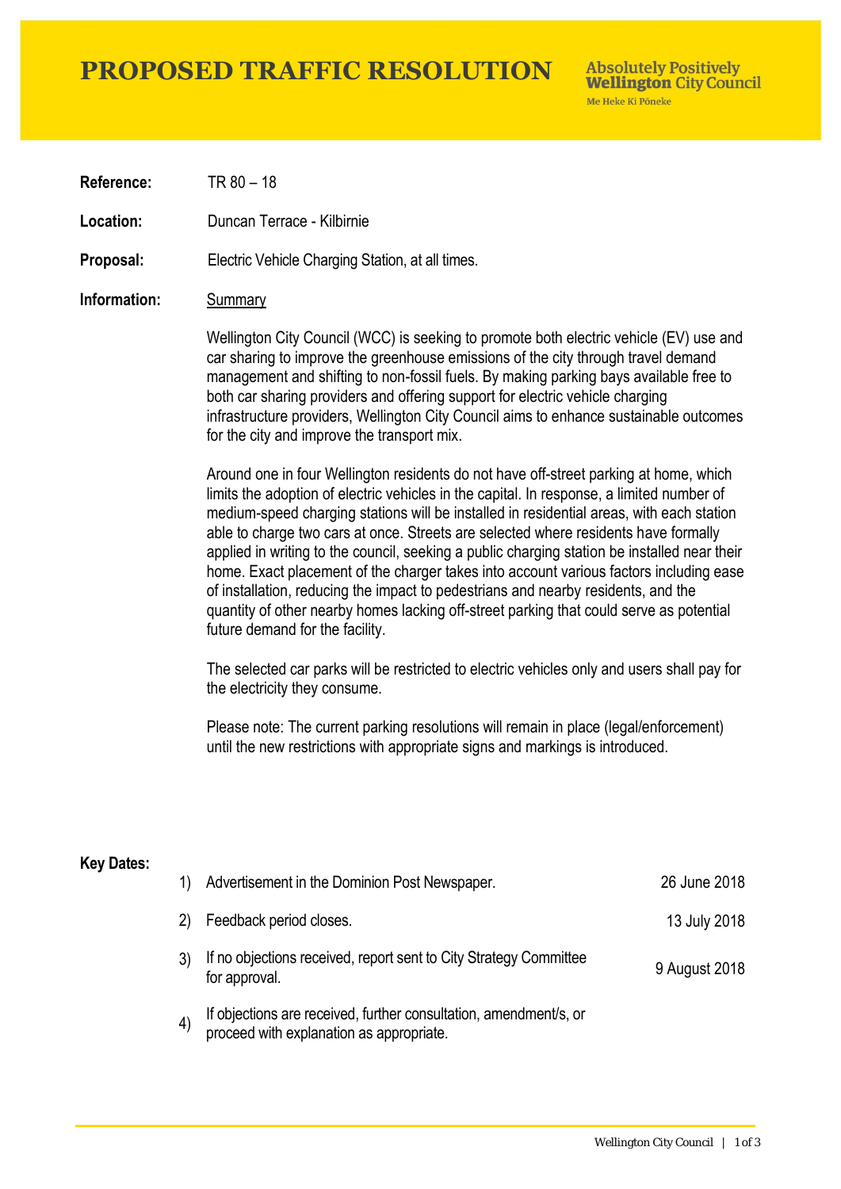# PROPOSED TRAFFIC RESOLUTION

Absolutely Positively **Wellington** City Council
Me Heke Ki Pōneke

**Reference:** TR 80 – 18

**Location:** Duncan Terrace - Kilbirnie

**Proposal:** Electric Vehicle Charging Station, at all times.

**Information:** Summary

Wellington City Council (WCC) is seeking to promote both electric vehicle (EV) use and car sharing to improve the greenhouse emissions of the city through travel demand management and shifting to non-fossil fuels. By making parking bays available free to both car sharing providers and offering support for electric vehicle charging infrastructure providers, Wellington City Council aims to enhance sustainable outcomes for the city and improve the transport mix.

Around one in four Wellington residents do not have off-street parking at home, which limits the adoption of electric vehicles in the capital. In response, a limited number of medium-speed charging stations will be installed in residential areas, with each station able to charge two cars at once. Streets are selected where residents have formally applied in writing to the council, seeking a public charging station be installed near their home. Exact placement of the charger takes into account various factors including ease of installation, reducing the impact to pedestrians and nearby residents, and the quantity of other nearby homes lacking off-street parking that could serve as potential future demand for the facility.

The selected car parks will be restricted to electric vehicles only and users shall pay for the electricity they consume.

Please note: The current parking resolutions will remain in place (legal/enforcement) until the new restrictions with appropriate signs and markings is introduced.

**Key Dates:**

1) Advertisement in the Dominion Post Newspaper. — 26 June 2018
2) Feedback period closes. — 13 July 2018
3) If no objections received, report sent to City Strategy Committee for approval. — 9 August 2018
4) If objections are received, further consultation, amendment/s, or proceed with explanation as appropriate.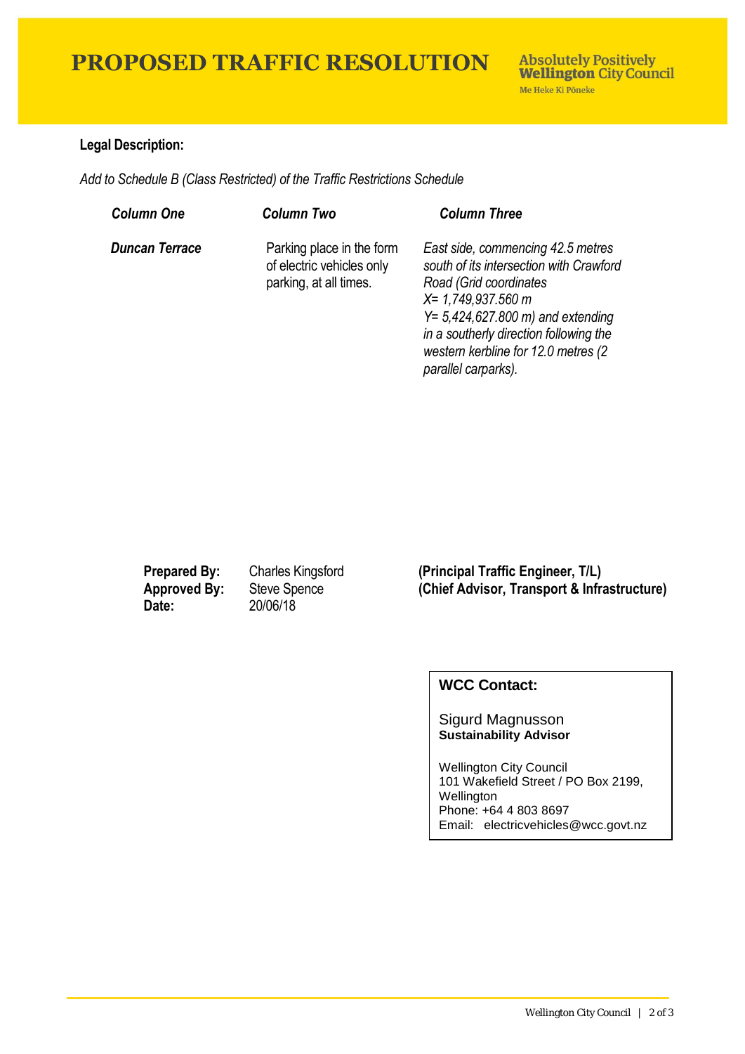# PROPOSED TRAFFIC RESOLUTION

Absolutely Positively **Wellington** City Council
Me Heke Ki Pōneke

**Legal Description:**

*Add to Schedule B (Class Restricted) of the Traffic Restrictions Schedule*

| *Column One* | *Column Two* | *Column Three* |
|---|---|---|
| ***Duncan Terrace*** | Parking place in the form of electric vehicles only parking, at all times. | *East side, commencing 42.5 metres south of its intersection with Crawford Road (Grid coordinates X= 1,749,937.560 m Y= 5,424,627.800 m) and extending in a southerly direction following the western kerbline for 12.0 metres (2 parallel carparks).* |

**Prepared By:** Charles Kingsford **(Principal Traffic Engineer, T/L)**
**Approved By:** Steve Spence **(Chief Advisor, Transport & Infrastructure)**
**Date:** 20/06/18

**WCC Contact:**

Sigurd Magnusson
**Sustainability Advisor**

Wellington City Council
101 Wakefield Street / PO Box 2199, Wellington
Phone: +64 4 803 8697
Email: electricvehicles@wcc.govt.nz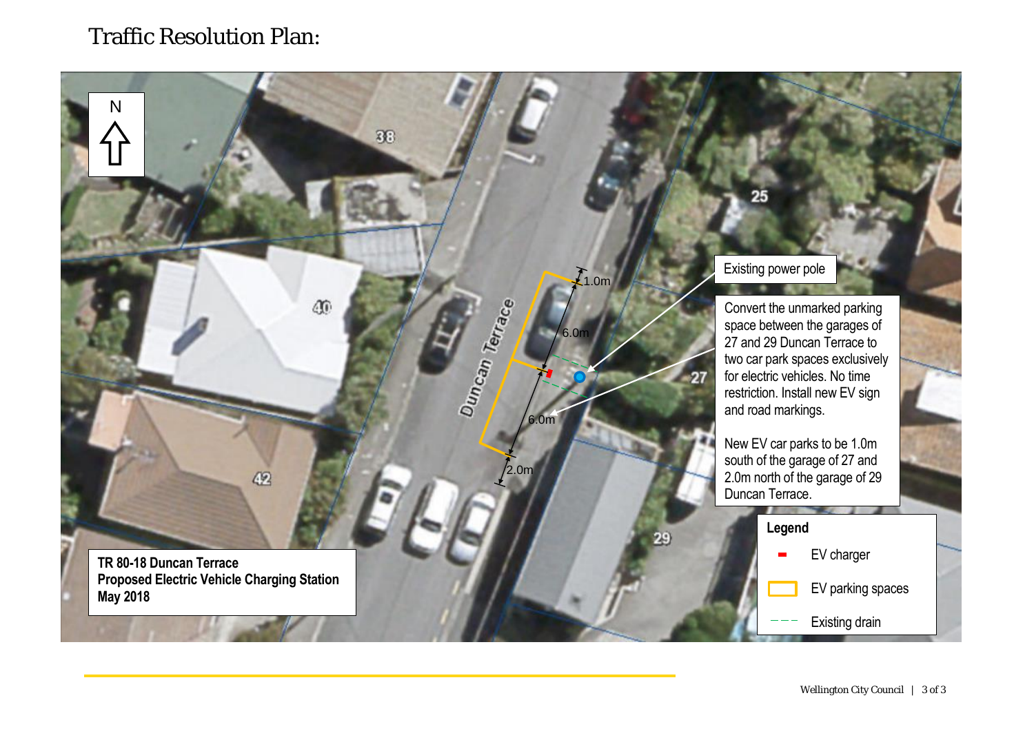# Traffic Resolution Plan:

N

38

25

40

Duncan Terrace

1.0m

6.0m

6.0m

2.0m

27

42

29

Existing power pole

Convert the unmarked parking space between the garages of 27 and 29 Duncan Terrace to two car park spaces exclusively for electric vehicles. No time restriction. Install new EV sign and road markings.

New EV car parks to be 1.0m south of the garage of 27 and 2.0m north of the garage of 29 Duncan Terrace.

**Legend**

- EV charger
- EV parking spaces
- Existing drain

**TR 80-18 Duncan Terrace**
**Proposed Electric Vehicle Charging Station**
**May 2018**